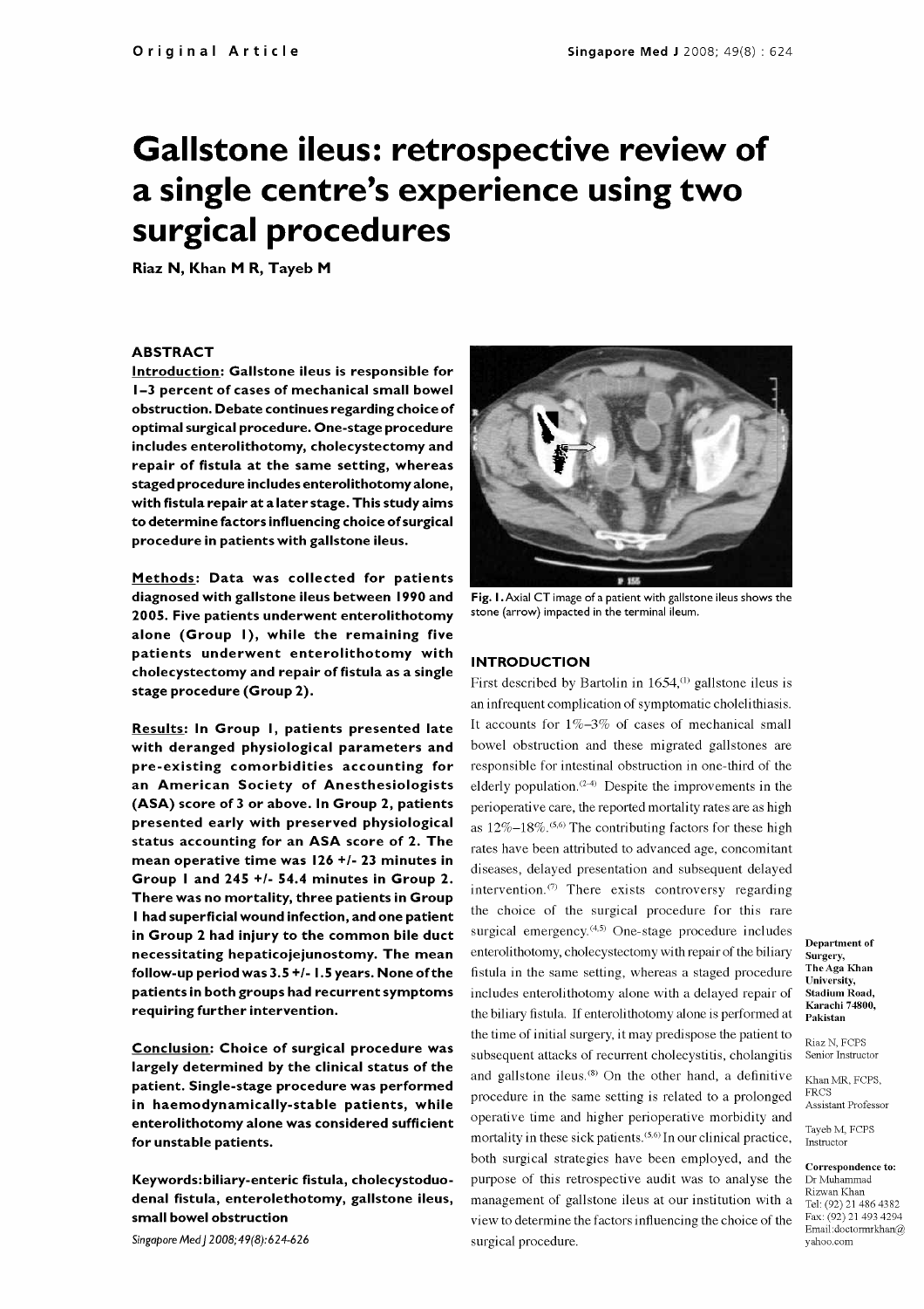Original Article

# Gallstone ileus: retrospective review of a single centre's experience using two surgical procedures

Riaz N, Khan M R, Tayeb M

## ABSTRACT

**Introduction:** Gallstone ileus is responsible for 1–3 percent of cases of mechanical small bowel obstruction. Debate continues regarding choice of optimal surgical procedure. One-stage procedure includes enterolithotomy, cholecystectomy and repair of fistula at the same setting, whereas staged procedure includes enterolithotomy alone, with fistula repair at a later stage. This study aims to determine factors influencing choice of surgical procedure in patients with gallstone ileus.

**Methods:** Data was collected for patients diagnosed with gallstone ileus between 1990 and 2005. Five patients underwent enterolithotomy alone (Group 1), while the remaining five patients underwent enterolithotomy with cholecystectomy and repair of fistula as a single stage procedure (Group 2).

**Results:** In Group 1, patients presented late with deranged physiological parameters and pre-existing comorbidities accounting for an American Society of Anesthesiologists (ASA) score of 3 or above. In Group 2, patients presented early with preserved physiological status accounting for an ASA score of 2. The mean operative time was 126 +/- 23 minutes in Group 1 and 245 +/- 54.4 minutes in Group 2. There was no mortality, three patients in Group 1 had superficial wound infection, and one patient in Group 2 had injury to the common bile duct necessitating hepaticojejunostomy. The mean follow-up period was 3.5 +/- 1.5 years. None of the patients in both groups had recurrent symptoms requiring further intervention.

**Conclusion:** Choice of surgical procedure was largely determined by the clinical status of the patient. Single-stage procedure was performed in haemodynamically-stable patients, while enterolithotomy alone was considered sufficient for unstable patients.

**Keywords:** biliary-enteric fistula, cholecystoduodenal fistula, enterolethotomy, gallstone ileus, small bowel obstruction

*Singapore Med J 2008; 49(8):624-626*

Fig. 1. Axial CT image of a patient with gallstone ileus shows the stone (arrow) impacted in the terminal ileum.

## INTRODUCTION

First described by Bartolin in 1654,[1] gallstone ileus is an infrequent complication of symptomatic cholelithiasis. It accounts for 1%–3% of cases of mechanical small bowel obstruction and these migrated gallstones are responsible for intestinal obstruction in one-third of the elderly population.[2-4] Despite the improvements in the perioperative care, the reported mortality rates are as high as 12%–18%.[5,6] The contributing factors for these high rates have been attributed to advanced age, concomitant diseases, delayed presentation and subsequent delayed intervention.[7] There exists controversy regarding the choice of the surgical procedure for this rare surgical emergency.[4,5] One-stage procedure includes enterolithotomy, cholecystectomy with repair of the biliary fistula in the same setting, whereas a staged procedure includes enterolithotomy alone with a delayed repair of the biliary fistula. If enterolithotomy alone is performed at the time of initial surgery, it may predispose the patient to subsequent attacks of recurrent cholecystitis, cholangitis and gallstone ileus.[8] On the other hand, a definitive procedure in the same setting is related to a prolonged operative time and higher perioperative morbidity and mortality in these sick patients.[5,6] In our clinical practice, both surgical strategies have been employed, and the purpose of this retrospective audit was to analyse the management of gallstone ileus at our institution with a view to determine the factors influencing the choice of the surgical procedure.

Department of Surgery, The Aga Khan University, Stadium Road, Karachi 74800, Pakistan

Riaz N, FCPS
Senior Instructor

Khan MR, FCPS, FRCS
Assistant Professor

Tayeb M, FCPS
Instructor

**Correspondence to:** Dr Muhammad Rizwan Khan
Tel: (92) 21 486 4382
Fax: (92) 21 493 4294
Email: doctormrkhan@yahoo.com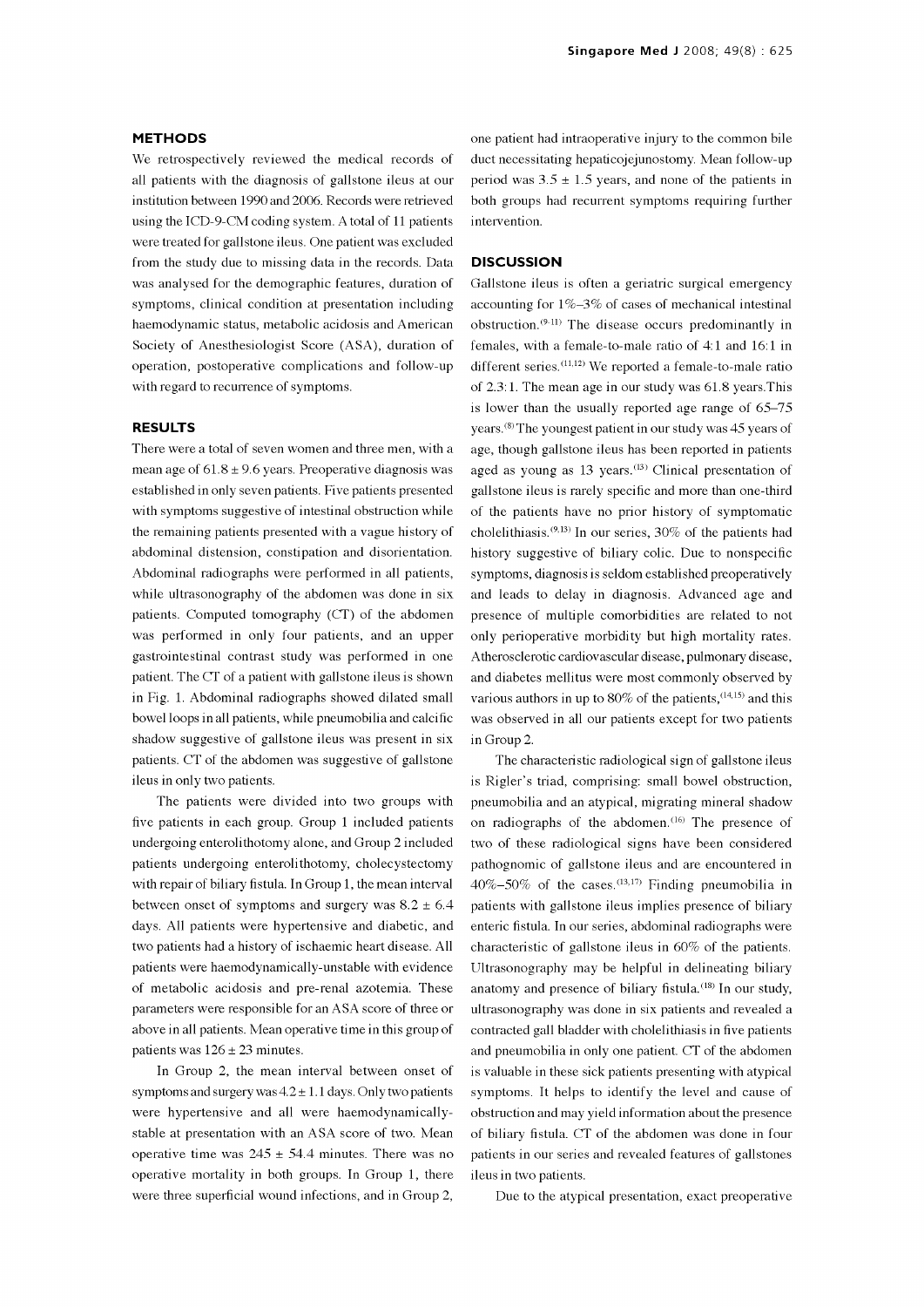## METHODS

We retrospectively reviewed the medical records of all patients with the diagnosis of gallstone ileus at our institution between 1990 and 2006. Records were retrieved using the ICD-9-CM coding system. A total of 11 patients were treated for gallstone ileus. One patient was excluded from the study due to missing data in the records. Data was analysed for the demographic features, duration of symptoms, clinical condition at presentation including haemodynamic status, metabolic acidosis and American Society of Anesthesiologist Score (ASA), duration of operation, postoperative complications and follow-up with regard to recurrence of symptoms.

## RESULTS

There were a total of seven women and three men, with a mean age of $61.8 \pm 9.6$ years. Preoperative diagnosis was established in only seven patients. Five patients presented with symptoms suggestive of intestinal obstruction while the remaining patients presented with a vague history of abdominal distension, constipation and disorientation. Abdominal radiographs were performed in all patients, while ultrasonography of the abdomen was done in six patients. Computed tomography (CT) of the abdomen was performed in only four patients, and an upper gastrointestinal contrast study was performed in one patient. The CT of a patient with gallstone ileus is shown in Fig. 1. Abdominal radiographs showed dilated small bowel loops in all patients, while pneumobilia and calcific shadow suggestive of gallstone ileus was present in six patients. CT of the abdomen was suggestive of gallstone ileus in only two patients.

The patients were divided into two groups with five patients in each group. Group 1 included patients undergoing enterolithotomy alone, and Group 2 included patients undergoing enterolithotomy, cholecystectomy with repair of biliary fistula. In Group 1, the mean interval between onset of symptoms and surgery was $8.2 \pm 6.4$ days. All patients were hypertensive and diabetic, and two patients had a history of ischaemic heart disease. All patients were haemodynamically-unstable with evidence of metabolic acidosis and pre-renal azotemia. These parameters were responsible for an ASA score of three or above in all patients. Mean operative time in this group of patients was $126 \pm 23$ minutes.

In Group 2, the mean interval between onset of symptoms and surgery was $4.2 \pm 1.1$ days. Only two patients were hypertensive and all were haemodynamically-stable at presentation with an ASA score of two. Mean operative time was $245 \pm 54.4$ minutes. There was no operative mortality in both groups. In Group 1, there were three superficial wound infections, and in Group 2, one patient had intraoperative injury to the common bile duct necessitating hepaticojejunostomy. Mean follow-up period was $3.5 \pm 1.5$ years, and none of the patients in both groups had recurrent symptoms requiring further intervention.

## DISCUSSION

Gallstone ileus is often a geriatric surgical emergency accounting for 1%–3% of cases of mechanical intestinal obstruction.[9-11] The disease occurs predominantly in females, with a female-to-male ratio of 4:1 and 16:1 in different series.[11,12] We reported a female-to-male ratio of 2.3:1. The mean age in our study was 61.8 years. This is lower than the usually reported age range of 65–75 years.[8] The youngest patient in our study was 45 years of age, though gallstone ileus has been reported in patients aged as young as 13 years.[13] Clinical presentation of gallstone ileus is rarely specific and more than one-third of the patients have no prior history of symptomatic cholelithiasis.[9,13] In our series, 30% of the patients had history suggestive of biliary colic. Due to nonspecific symptoms, diagnosis is seldom established preoperatively and leads to delay in diagnosis. Advanced age and presence of multiple comorbidities are related to not only perioperative morbidity but high mortality rates. Atherosclerotic cardiovascular disease, pulmonary disease, and diabetes mellitus were most commonly observed by various authors in up to 80% of the patients,[14,15] and this was observed in all our patients except for two patients in Group 2.

The characteristic radiological sign of gallstone ileus is Rigler's triad, comprising: small bowel obstruction, pneumobilia and an atypical, migrating mineral shadow on radiographs of the abdomen.[16] The presence of two of these radiological signs have been considered pathognomic of gallstone ileus and are encountered in 40%–50% of the cases.[13,17] Finding pneumobilia in patients with gallstone ileus implies presence of biliary enteric fistula. In our series, abdominal radiographs were characteristic of gallstone ileus in 60% of the patients. Ultrasonography may be helpful in delineating biliary anatomy and presence of biliary fistula.[18] In our study, ultrasonography was done in six patients and revealed a contracted gall bladder with cholelithiasis in five patients and pneumobilia in only one patient. CT of the abdomen is valuable in these sick patients presenting with atypical symptoms. It helps to identify the level and cause of obstruction and may yield information about the presence of biliary fistula. CT of the abdomen was done in four patients in our series and revealed features of gallstones ileus in two patients.

Due to the atypical presentation, exact preoperative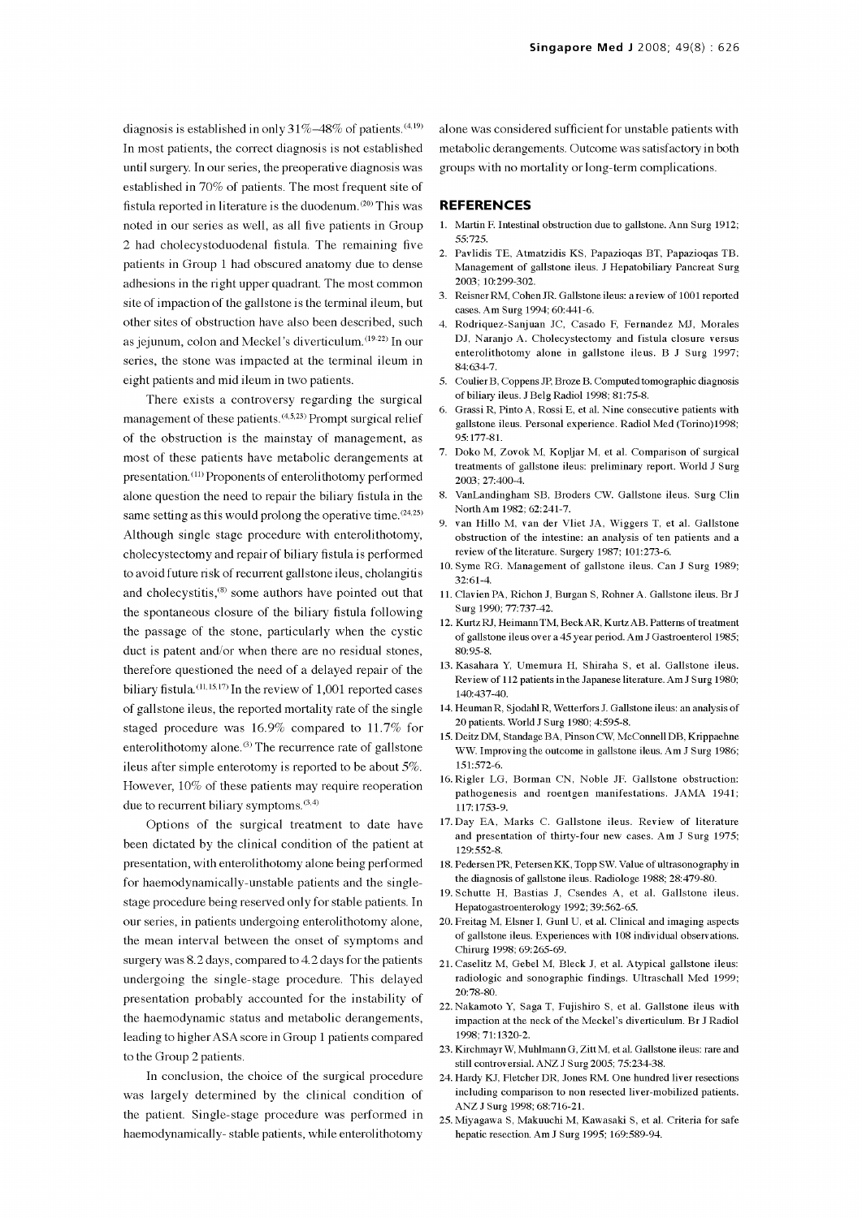diagnosis is established in only 31%–48% of patients.[4,19] In most patients, the correct diagnosis is not established until surgery. In our series, the preoperative diagnosis was established in 70% of patients. The most frequent site of fistula reported in literature is the duodenum.[20] This was noted in our series as well, as all five patients in Group 2 had cholecystoduodenal fistula. The remaining five patients in Group 1 had obscured anatomy due to dense adhesions in the right upper quadrant. The most common site of impaction of the gallstone is the terminal ileum, but other sites of obstruction have also been described, such as jejunum, colon and Meckel's diverticulum.[19-22] In our series, the stone was impacted at the terminal ileum in eight patients and mid ileum in two patients.

There exists a controversy regarding the surgical management of these patients.[4,5,23] Prompt surgical relief of the obstruction is the mainstay of management, as most of these patients have metabolic derangements at presentation.[11] Proponents of enterolithotomy performed alone question the need to repair the biliary fistula in the same setting as this would prolong the operative time.[24,25] Although single stage procedure with enterolithotomy, cholecystectomy and repair of biliary fistula is performed to avoid future risk of recurrent gallstone ileus, cholangitis and cholecystitis,[8] some authors have pointed out that the spontaneous closure of the biliary fistula following the passage of the stone, particularly when the cystic duct is patent and/or when there are no residual stones, therefore questioned the need of a delayed repair of the biliary fistula.[11,15,17] In the review of 1,001 reported cases of gallstone ileus, the reported mortality rate of the single staged procedure was 16.9% compared to 11.7% for enterolithotomy alone.[3] The recurrence rate of gallstone ileus after simple enterotomy is reported to be about 5%. However, 10% of these patients may require reoperation due to recurrent biliary symptoms.[3,4]

Options of the surgical treatment to date have been dictated by the clinical condition of the patient at presentation, with enterolithotomy alone being performed for haemodynamically-unstable patients and the single-stage procedure being reserved only for stable patients. In our series, in patients undergoing enterolithotomy alone, the mean interval between the onset of symptoms and surgery was 8.2 days, compared to 4.2 days for the patients undergoing the single-stage procedure. This delayed presentation probably accounted for the instability of the haemodynamic status and metabolic derangements, leading to higher ASA score in Group 1 patients compared to the Group 2 patients.

In conclusion, the choice of the surgical procedure was largely determined by the clinical condition of the patient. Single-stage procedure was performed in haemodynamically- stable patients, while enterolithotomy alone was considered sufficient for unstable patients with metabolic derangements. Outcome was satisfactory in both groups with no mortality or long-term complications.

## REFERENCES

1. Martin F. Intestinal obstruction due to gallstone. Ann Surg 1912; 55:725.
2. Pavlidis TE, Atmatzidis KS, Papazioqas BT, Papazioqas TB. Management of gallstone ileus. J Hepatobiliary Pancreat Surg 2003; 10:299-302.
3. Reisner RM, Cohen JR. Gallstone ileus: a review of 1001 reported cases. Am Surg 1994; 60:441-6.
4. Rodriquez-Sanjuan JC, Casado F, Fernandez MJ, Morales DJ, Naranjo A. Cholecystectomy and fistula closure versus enterolithotomy alone in gallstone ileus. B J Surg 1997; 84:634-7.
5. Coulier B, Coppens JP, Broze B. Computed tomographic diagnosis of biliary ileus. J Belg Radiol 1998; 81:75-8.
6. Grassi R, Pinto A, Rossi E, et al. Nine consecutive patients with gallstone ileus. Personal experience. Radiol Med (Torino)1998; 95:177-81.
7. Doko M, Zovok M, Kopljar M, et al. Comparison of surgical treatments of gallstone ileus: preliminary report. World J Surg 2003; 27:400-4.
8. VanLandingham SB, Broders CW. Gallstone ileus. Surg Clin North Am 1982; 62:241-7.
9. van Hillo M, van der Vliet JA, Wiggers T, et al. Gallstone obstruction of the intestine: an analysis of ten patients and a review of the literature. Surgery 1987; 101:273-6.
10. Syme RG. Management of gallstone ileus. Can J Surg 1989; 32:61-4.
11. Clavien PA, Richon J, Burgan S, Rohner A. Gallstone ileus. Br J Surg 1990; 77:737-42.
12. Kurtz RJ, Heimann TM, Beck AR, Kurtz AB. Patterns of treatment of gallstone ileus over a 45 year period. Am J Gastroenterol 1985; 80:95-8.
13. Kasahara Y, Umemura H, Shiraha S, et al. Gallstone ileus. Review of 112 patients in the Japanese literature. Am J Surg 1980; 140:437-40.
14. Heuman R, Sjodahl R, Wetterfors J. Gallstone ileus: an analysis of 20 patients. World J Surg 1980; 4:595-8.
15. Deitz DM, Standage BA, Pinson CW, McConnell DB, Krippaehne WW. Improving the outcome in gallstone ileus. Am J Surg 1986; 151:572-6.
16. Rigler LG, Borman CN, Noble JF. Gallstone obstruction: pathogenesis and roentgen manifestations. JAMA 1941; 117:1753-9.
17. Day EA, Marks C. Gallstone ileus. Review of literature and presentation of thirty-four new cases. Am J Surg 1975; 129:552-8.
18. Pedersen PR, Petersen KK, Topp SW. Value of ultrasonography in the diagnosis of gallstone ileus. Radiologe 1988; 28:479-80.
19. Schutte H, Bastias J, Csendes A, et al. Gallstone ileus. Hepatogastroenterology 1992; 39:562-65.
20. Freitag M, Elsner I, Gunl U, et al. Clinical and imaging aspects of gallstone ileus. Experiences with 108 individual observations. Chirurg 1998; 69:265-69.
21. Caselitz M, Gebel M, Bleck J, et al. Atypical gallstone ileus: radiologic and sonographic findings. Ultraschall Med 1999; 20:78-80.
22. Nakamoto Y, Saga T, Fujishiro S, et al. Gallstone ileus with impaction at the neck of the Meckel's diverticulum. Br J Radiol 1998; 71:1320-2.
23. Kirchmayr W, Muhlmann G, Zitt M, et al. Gallstone ileus: rare and still controversial. ANZ J Surg 2005; 75:234-38.
24. Hardy KJ, Fletcher DR, Jones RM. One hundred liver resections including comparison to non resected liver-mobilized patients. ANZ J Surg 1998; 68:716-21.
25. Miyagawa S, Makuuchi M, Kawasaki S, et al. Criteria for safe hepatic resection. Am J Surg 1995; 169:589-94.